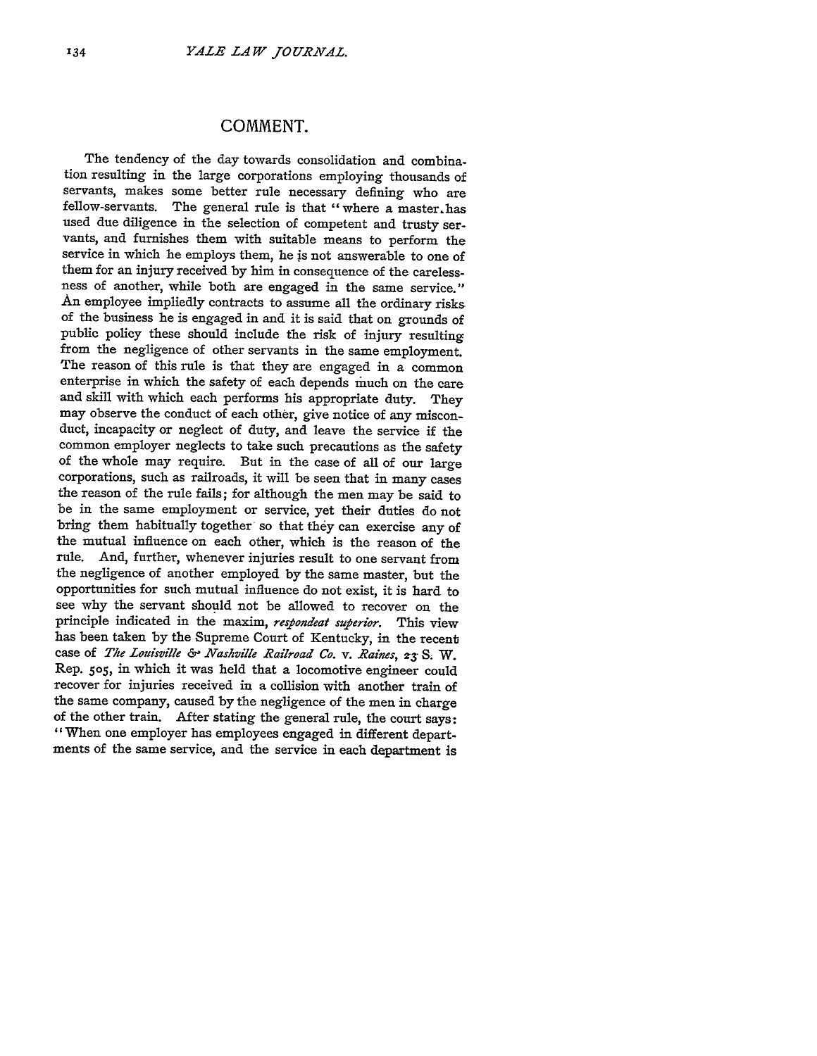## COMMENT.

The tendency of the day towards consolidation and combination resulting in the large corporations employing thousands of servants, makes some better rule necessary defining who are fellow-servants. The general rule is that "where a master has used due diligence in the selection of competent and trusty servants, and furnishes them with suitable means to perform the service in which he employs them, he is not answerable to one of them for an injury received by him in consequence of the carelessness of another, while both are engaged in the same service." An employee impliedly contracts to assume all the ordinary risks of the business he is engaged in and it is said that on grounds of public policy these should include the risk of injury resulting from the negligence of other servants in the same employment. The reason of this rule is that they are engaged in a common enterprise in which the safety of each depends much on the care and skill with which each performs his appropriate duty. They may observe the conduct of each other, give notice of any misconduct, incapacity or neglect of duty, and leave the service if the common employer neglects to take such precautions as the safety of the whole may require. But in the case of all of our large corporations, such as railroads, it will be seen that in many cases the reason of the rule fails; for although the men may be said to be in the same employment or service, yet their duties do not bring them habitually together so that they can exercise any of the mutual influence on each other, which is the reason of the rule. And, further, whenever injuries result to one servant from the negligence of another employed by the same master, but the opportunities for such mutual influence do not exist, it is hard to see why the servant should not be allowed to recover on the principle indicated in the maxim, *respondeat superior*. This view has been taken by the Supreme Court of Kentucky, in the recent case of *The Louisville & Nashville Railroad Co.* v. *Raines*, 23 S. W. Rep. 505, in which it was held that a locomotive engineer could recover for injuries received in a collision with another train of the same company, caused by the negligence of the men in charge of the other train. After stating the general rule, the court says: "When one employer has employees engaged in different departments of the same service, and the service in each department is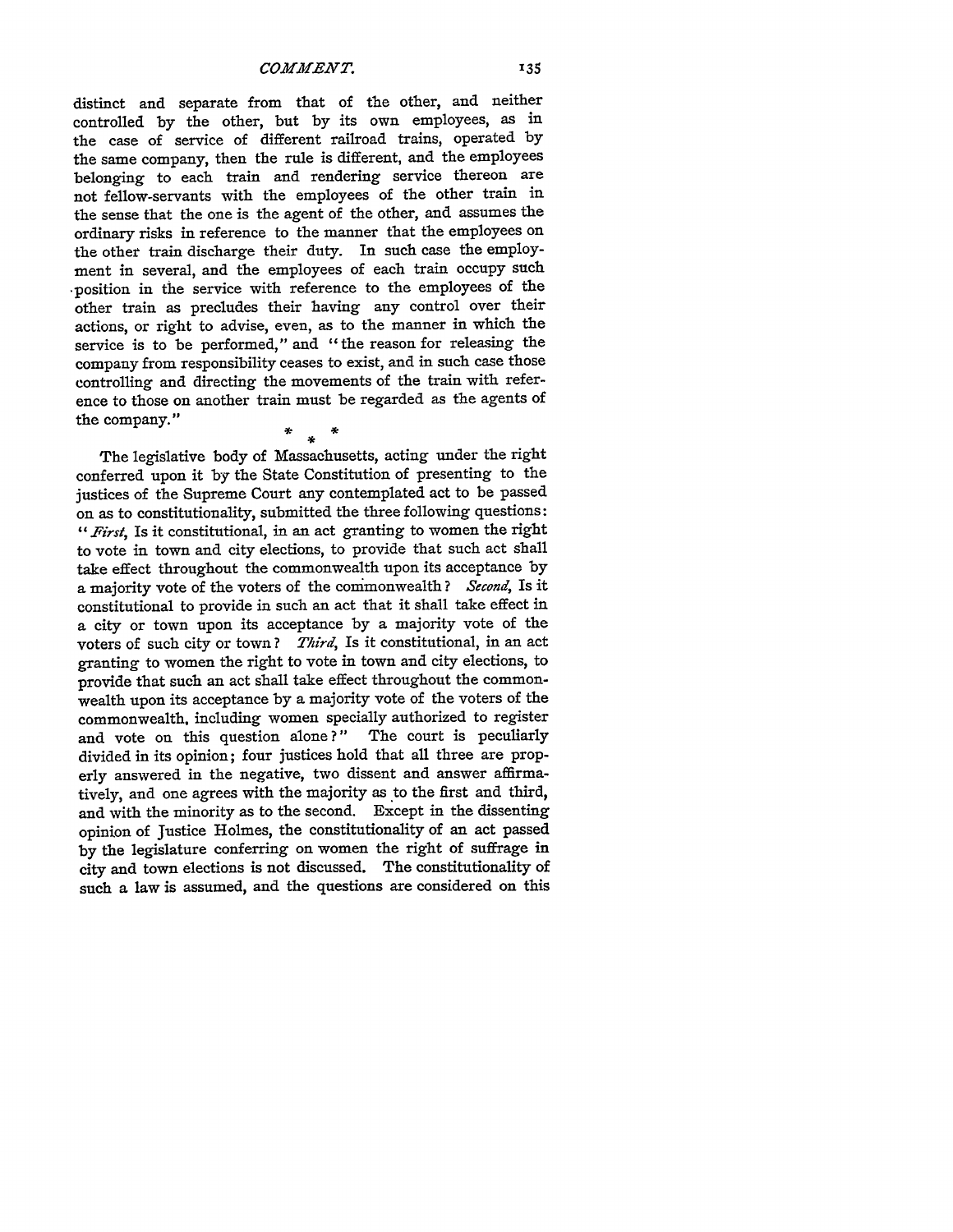distinct and separate from that of the other, and neither controlled by the other, but by its own employees, as in the case of service of different railroad trains, operated by the same company, then the rule is different, and the employees belonging to each train and rendering service thereon are not fellow-servants with the employees of the other train in the sense that the one is the agent of the other, and assumes the ordinary risks in reference to the manner that the employees on the other train discharge their duty. In such case the employment in several, and the employees of each train occupy such position in the service with reference to the employees of the other train as precludes their having any control over their actions, or right to advise, even, as to the manner in which the service is to be performed," and "the reason for releasing the company from responsibility ceases to exist, and in such case those controlling and directing the movements of the train with reference to those on another train must be regarded as the agents of the company."

\* \* \*

The legislative body of Massachusetts, acting under the right conferred upon it by the State Constitution of presenting to the justices of the Supreme Court any contemplated act to be passed on as to constitutionality, submitted the three following questions: "*First*, Is it constitutional, in an act granting to women the right to vote in town and city elections, to provide that such act shall take effect throughout the commonwealth upon its acceptance by a majority vote of the voters of the commonwealth? *Second*, Is it constitutional to provide in such an act that it shall take effect in a city or town upon its acceptance by a majority vote of the voters of such city or town? *Third*, Is it constitutional, in an act granting to women the right to vote in town and city elections, to provide that such an act shall take effect throughout the commonwealth upon its acceptance by a majority vote of the voters of the commonwealth, including women specially authorized to register and vote on this question alone?" The court is peculiarly divided in its opinion; four justices hold that all three are properly answered in the negative, two dissent and answer affirmatively, and one agrees with the majority as to the first and third, and with the minority as to the second. Except in the dissenting opinion of Justice Holmes, the constitutionality of an act passed by the legislature conferring on women the right of suffrage in city and town elections is not discussed. The constitutionality of such a law is assumed, and the questions are considered on this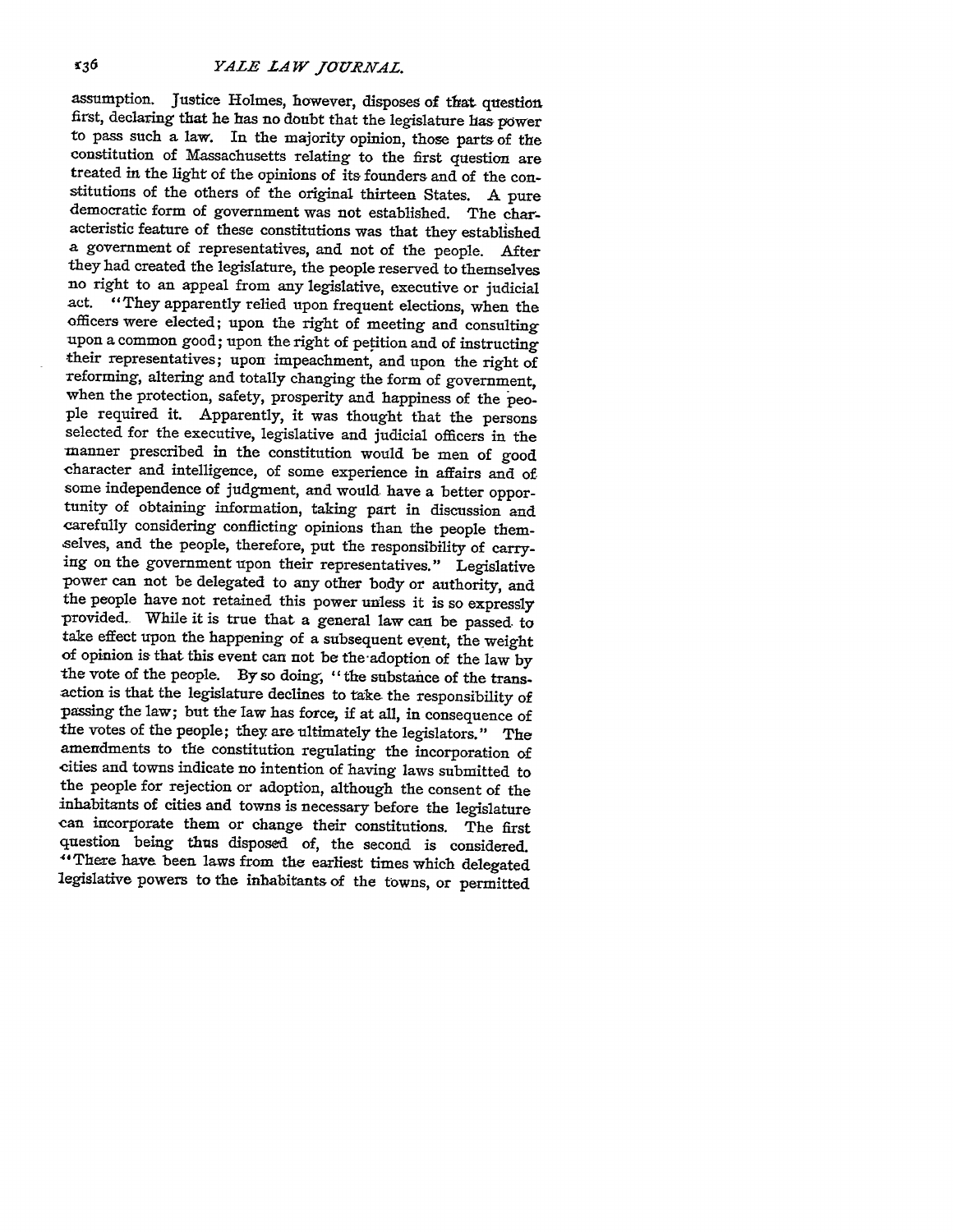assumption. Justice Holmes, however, disposes of that question first, declaring that he has no doubt that the legislature has power to pass such a law. In the majority opinion, those parts of the constitution of Massachusetts relating to the first question are treated in the light of the opinions of its founders and of the constitutions of the others of the original thirteen States. A pure democratic form of government was not established. The characteristic feature of these constitutions was that they established a government of representatives, and not of the people. After they had created the legislature, the people reserved to themselves no right to an appeal from any legislative, executive or judicial act. "They apparently relied upon frequent elections, when the officers were elected; upon the right of meeting and consulting upon a common good; upon the right of petition and of instructing their representatives; upon impeachment, and upon the right of reforming, altering and totally changing the form of government, when the protection, safety, prosperity and happiness of the people required it. Apparently, it was thought that the persons selected for the executive, legislative and judicial officers in the manner prescribed in the constitution would be men of good character and intelligence, of some experience in affairs and of some independence of judgment, and would have a better opportunity of obtaining information, taking part in discussion and carefully considering conflicting opinions than the people themselves, and the people, therefore, put the responsibility of carrying on the government upon their representatives." Legislative power can not be delegated to any other body or authority, and the people have not retained this power unless it is so expressly provided. While it is true that a general law can be passed to take effect upon the happening of a subsequent event, the weight of opinion is that this event can not be the adoption of the law by the vote of the people. By so doing, "the substance of the transaction is that the legislature declines to take the responsibility of passing the law; but the law has force, if at all, in consequence of the votes of the people; they are ultimately the legislators." The amendments to the constitution regulating the incorporation of cities and towns indicate no intention of having laws submitted to the people for rejection or adoption, although the consent of the inhabitants of cities and towns is necessary before the legislature can incorporate them or change their constitutions. The first question being thus disposed of, the second is considered. "There have been laws from the earliest times which delegated legislative powers to the inhabitants of the towns, or permitted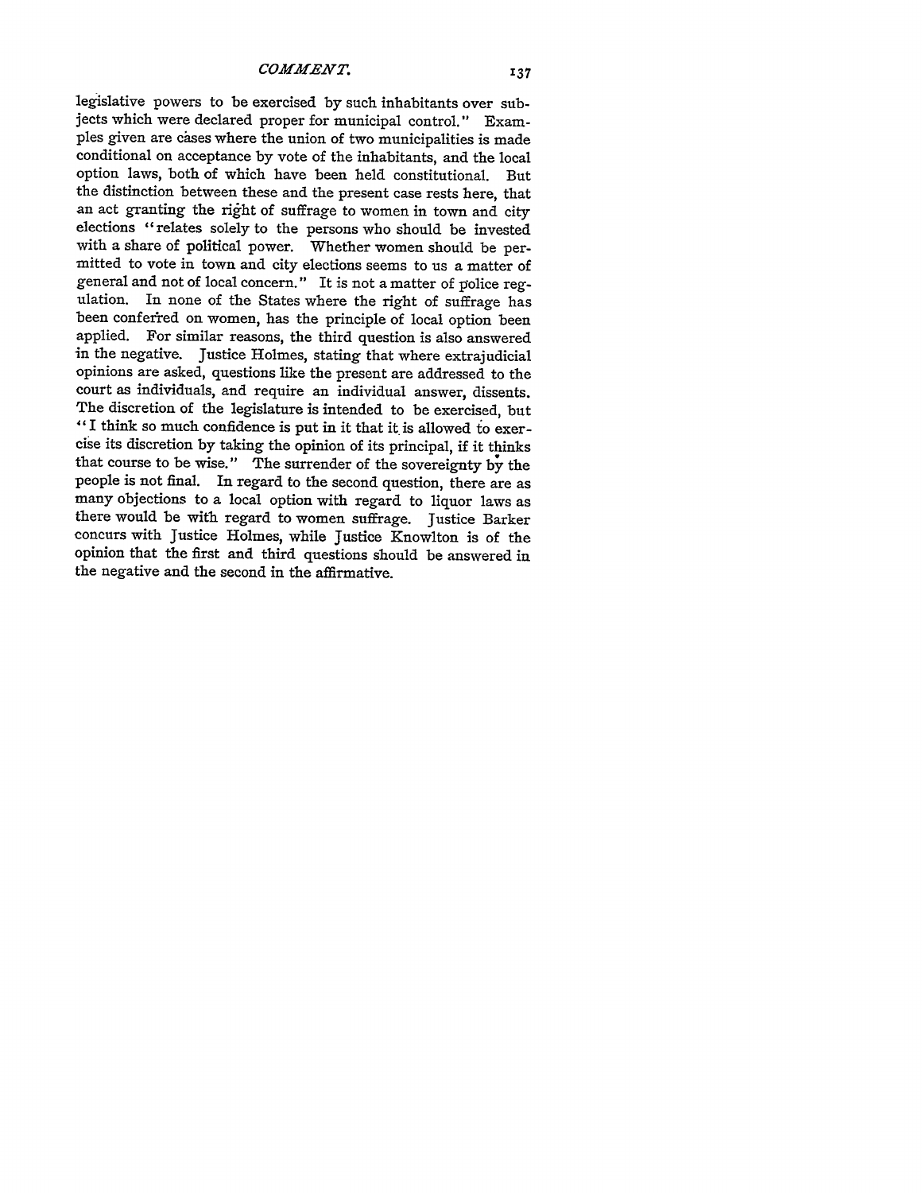legislative powers to be exercised by such inhabitants over subjects which were declared proper for municipal control." Examples given are cases where the union of two municipalities is made conditional on acceptance by vote of the inhabitants, and the local option laws, both of which have been held constitutional. But the distinction between these and the present case rests here, that an act granting the right of suffrage to women in town and city elections "relates solely to the persons who should be invested with a share of political power. Whether women should be permitted to vote in town and city elections seems to us a matter of general and not of local concern." It is not a matter of police regulation. In none of the States where the right of suffrage has been conferred on women, has the principle of local option been applied. For similar reasons, the third question is also answered in the negative. Justice Holmes, stating that where extrajudicial opinions are asked, questions like the present are addressed to the court as individuals, and require an individual answer, dissents. The discretion of the legislature is intended to be exercised, but "I think so much confidence is put in it that it is allowed to exercise its discretion by taking the opinion of its principal, if it thinks that course to be wise." The surrender of the sovereignty by the people is not final. In regard to the second question, there are as many objections to a local option with regard to liquor laws as there would be with regard to women suffrage. Justice Barker concurs with Justice Holmes, while Justice Knowlton is of the opinion that the first and third questions should be answered in the negative and the second in the affirmative.